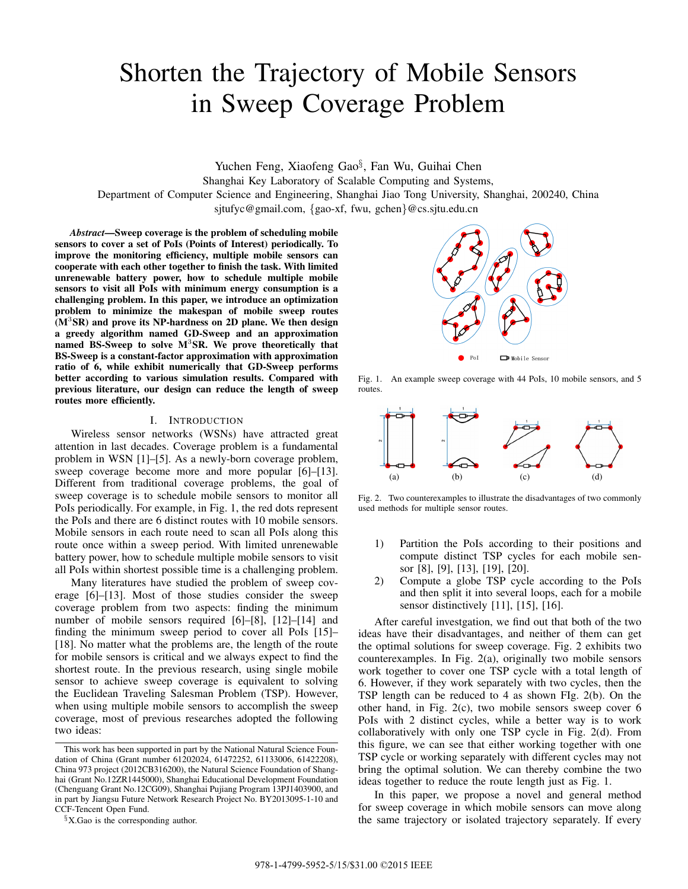# Shorten the Trajectory of Mobile Sensors in Sweep Coverage Problem

Yuchen Feng, Xiaofeng Gao[§], Fan Wu, Guihai Chen

Shanghai Key Laboratory of Scalable Computing and Systems,

Department of Computer Science and Engineering, Shanghai Jiao Tong University, Shanghai, 200240, China

sjtufyc@gmail.com, {gao-xf, fwu, gchen}@cs.sjtu.edu.cn

***Abstract*—Sweep coverage is the problem of scheduling mobile sensors to cover a set of PoIs (Points of Interest) periodically. To improve the monitoring efficiency, multiple mobile sensors can cooperate with each other together to finish the task. With limited unrenewable battery power, how to schedule multiple mobile sensors to visit all PoIs with minimum energy consumption is a challenging problem. In this paper, we introduce an optimization problem to minimize the makespan of mobile sweep routes ($M^3$SR) and prove its NP-hardness on 2D plane. We then design a greedy algorithm named GD-Sweep and an approximation named BS-Sweep to solve $M^3$SR. We prove theoretically that BS-Sweep is a constant-factor approximation with approximation ratio of 6, while exhibit numerically that GD-Sweep performs better according to various simulation results. Compared with previous literature, our design can reduce the length of sweep routes more efficiently.**

## I. Introduction

Wireless sensor networks (WSNs) have attracted great attention in last decades. Coverage problem is a fundamental problem in WSN [1]–[5]. As a newly-born coverage problem, sweep coverage become more and more popular [6]–[13]. Different from traditional coverage problems, the goal of sweep coverage is to schedule mobile sensors to monitor all PoIs periodically. For example, in Fig. 1, the red dots represent the PoIs and there are 6 distinct routes with 10 mobile sensors. Mobile sensors in each route need to scan all PoIs along this route once within a sweep period. With limited unrenewable battery power, how to schedule multiple mobile sensors to visit all PoIs within shortest possible time is a challenging problem.

Many literatures have studied the problem of sweep coverage [6]–[13]. Most of those studies consider the sweep coverage problem from two aspects: finding the minimum number of mobile sensors required [6]–[8], [12]–[14] and finding the minimum sweep period to cover all PoIs [15]–[18]. No matter what the problems are, the length of the route for mobile sensors is critical and we always expect to find the shortest route. In the previous research, using single mobile sensor to achieve sweep coverage is equivalent to solving the Euclidean Traveling Salesman Problem (TSP). However, when using multiple mobile sensors to accomplish the sweep coverage, most of previous researches adopted the following two ideas:

Fig. 1. An example sweep coverage with 44 PoIs, 10 mobile sensors, and 5 routes.

Fig. 2. Two counterexamples to illustrate the disadvantages of two commonly used methods for multiple sensor routes.

1) Partition the PoIs according to their positions and compute distinct TSP cycles for each mobile sensor [8], [9], [13], [19], [20].
2) Compute a globe TSP cycle according to the PoIs and then split it into several loops, each for a mobile sensor distinctively [11], [15], [16].

After careful investgation, we find out that both of the two ideas have their disadvantages, and neither of them can get the optimal solutions for sweep coverage. Fig. 2 exhibits two counterexamples. In Fig. 2(a), originally two mobile sensors work together to cover one TSP cycle with a total length of 6. However, if they work separately with two cycles, then the TSP length can be reduced to 4 as shown FIg. 2(b). On the other hand, in Fig. 2(c), two mobile sensors sweep cover 6 PoIs with 2 distinct cycles, while a better way is to work collaboratively with only one TSP cycle in Fig. 2(d). From this figure, we can see that either working together with one TSP cycle or working separately with different cycles may not bring the optimal solution. We can thereby combine the two ideas together to reduce the route length just as Fig. 1.

In this paper, we propose a novel and general method for sweep coverage in which mobile sensors can move along the same trajectory or isolated trajectory separately. If every

This work has been supported in part by the National Natural Science Foundation of China (Grant number 61202024, 61472252, 61133006, 61422208), China 973 project (2012CB316200), the Natural Science Foundation of Shanghai (Grant No.12ZR1445000), Shanghai Educational Development Foundation (Chenguang Grant No.12CG09), Shanghai Pujiang Program 13PJ1403900, and in part by Jiangsu Future Network Research Project No. BY2013095-1-10 and CCF-Tencent Open Fund.

[§]X.Gao is the corresponding author.

978-1-4799-5952-5/15/$31.00 ©2015 IEEE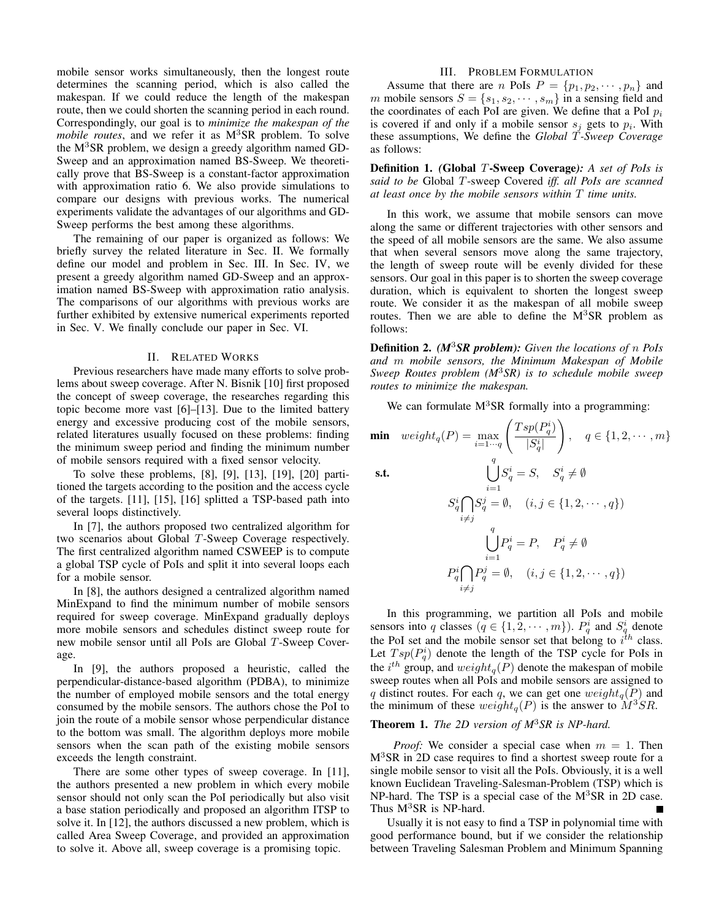mobile sensor works simultaneously, then the longest route determines the scanning period, which is also called the makespan. If we could reduce the length of the makespan route, then we could shorten the scanning period in each round. Correspondingly, our goal is to *minimize the makespan of the mobile routes*, and we refer it as M$^3$SR problem. To solve the M$^3$SR problem, we design a greedy algorithm named GD-Sweep and an approximation named BS-Sweep. We theoretically prove that BS-Sweep is a constant-factor approximation with approximation ratio 6. We also provide simulations to compare our designs with previous works. The numerical experiments validate the advantages of our algorithms and GD-Sweep performs the best among these algorithms.

The remaining of our paper is organized as follows: We briefly survey the related literature in Sec. II. We formally define our model and problem in Sec. III. In Sec. IV, we present a greedy algorithm named GD-Sweep and an approximation named BS-Sweep with approximation ratio analysis. The comparisons of our algorithms with previous works are further exhibited by extensive numerical experiments reported in Sec. V. We finally conclude our paper in Sec. VI.

## II. Related Works

Previous researchers have made many efforts to solve problems about sweep coverage. After N. Bisnik [10] first proposed the concept of sweep coverage, the researches regarding this topic become more vast [6]–[13]. Due to the limited battery energy and excessive producing cost of the mobile sensors, related literatures usually focused on these problems: finding the minimum sweep period and finding the minimum number of mobile sensors required with a fixed sensor velocity.

To solve these problems, [8], [9], [13], [19], [20] partitioned the targets according to the position and the access cycle of the targets. [11], [15], [16] splitted a TSP-based path into several loops distinctively.

In [7], the authors proposed two centralized algorithm for two scenarios about Global $T$-Sweep Coverage respectively. The first centralized algorithm named CSWEEP is to compute a global TSP cycle of PoIs and split it into several loops each for a mobile sensor.

In [8], the authors designed a centralized algorithm named MinExpand to find the minimum number of mobile sensors required for sweep coverage. MinExpand gradually deploys more mobile sensors and schedules distinct sweep route for new mobile sensor until all PoIs are Global $T$-Sweep Coverage.

In [9], the authors proposed a heuristic, called the perpendicular-distance-based algorithm (PDBA), to minimize the number of employed mobile sensors and the total energy consumed by the mobile sensors. The authors chose the PoI to join the route of a mobile sensor whose perpendicular distance to the bottom was small. The algorithm deploys more mobile sensors when the scan path of the existing mobile sensors exceeds the length constraint.

There are some other types of sweep coverage. In [11], the authors presented a new problem in which every mobile sensor should not only scan the PoI periodically but also visit a base station periodically and proposed an algorithm ITSP to solve it. In [12], the authors discussed a new problem, which is called Area Sweep Coverage, and provided an approximation to solve it. Above all, sweep coverage is a promising topic.

## III. Problem Formulation

Assume that there are $n$ PoIs $P = \{p_1, p_2, \cdots, p_n\}$ and $m$ mobile sensors $S = \{s_1, s_2, \cdots, s_m\}$ in a sensing field and the coordinates of each PoI are given. We define that a PoI $p_i$ is covered if and only if a mobile sensor $s_j$ gets to $p_i$. With these assumptions, We define the *Global $T$-Sweep Coverage* as follows:

**Definition 1.** ***(Global $T$-Sweep Coverage)**: A set of PoIs is said to be* Global $T$-sweep Covered *iff. all PoIs are scanned at least once by the mobile sensors within $T$ time units.*

In this work, we assume that mobile sensors can move along the same or different trajectories with other sensors and the speed of all mobile sensors are the same. We also assume that when several sensors move along the same trajectory, the length of sweep route will be evenly divided for these sensors. Our goal in this paper is to shorten the sweep coverage duration, which is equivalent to shorten the longest sweep route. We consider it as the makespan of all mobile sweep routes. Then we are able to define the M$^3$SR problem as follows:

**Definition 2.** ***(M$^3$SR problem)**: Given the locations of $n$ PoIs and $m$ mobile sensors, the Minimum Makespan of Mobile Sweep Routes problem (M$^3$SR) is to schedule mobile sweep routes to minimize the makespan.*

We can formulate M$^3$SR formally into a programming:

$$
\begin{aligned}
\textbf{min} \quad & weight_q(P) = \max_{i=1\cdots q}\left(\frac{Tsp(P_q^i)}{|S_q^i|}\right), \quad q \in \{1, 2, \cdots, m\} \\
\textbf{s.t.} \quad & \bigcup_{i=1}^{q} S_q^i = S, \quad S_q^i \neq \emptyset \\
& S_q^i \bigcap_{i \neq j} S_q^j = \emptyset, \quad (i, j \in \{1, 2, \cdots, q\}) \\
& \bigcup_{i=1}^{q} P_q^i = P, \quad P_q^i \neq \emptyset \\
& P_q^i \bigcap_{i \neq j} P_q^j = \emptyset, \quad (i, j \in \{1, 2, \cdots, q\})
\end{aligned}
$$

In this programming, we partition all PoIs and mobile sensors into $q$ classes ($q \in \{1, 2, \cdots, m\}$). $P_q^i$ and $S_q^i$ denote the PoI set and the mobile sensor set that belong to $i^{th}$ class. Let $Tsp(P_q^i)$ denote the length of the TSP cycle for PoIs in the $i^{th}$ group, and $weight_q(P)$ denote the makespan of mobile sweep routes when all PoIs and mobile sensors are assigned to $q$ distinct routes. For each $q$, we can get one $weight_q(P)$ and the minimum of these $weight_q(P)$ is the answer to $M^3SR$.

**Theorem 1.** *The 2D version of M$^3$SR is NP-hard.*

*Proof:* We consider a special case when $m = 1$. Then M$^3$SR in 2D case requires to find a shortest sweep route for a single mobile sensor to visit all the PoIs. Obviously, it is a well known Euclidean Traveling-Salesman-Problem (TSP) which is NP-hard. The TSP is a special case of the M$^3$SR in 2D case. Thus M$^3$SR is NP-hard. ∎

Usually it is not easy to find a TSP in polynomial time with good performance bound, but if we consider the relationship between Traveling Salesman Problem and Minimum Spanning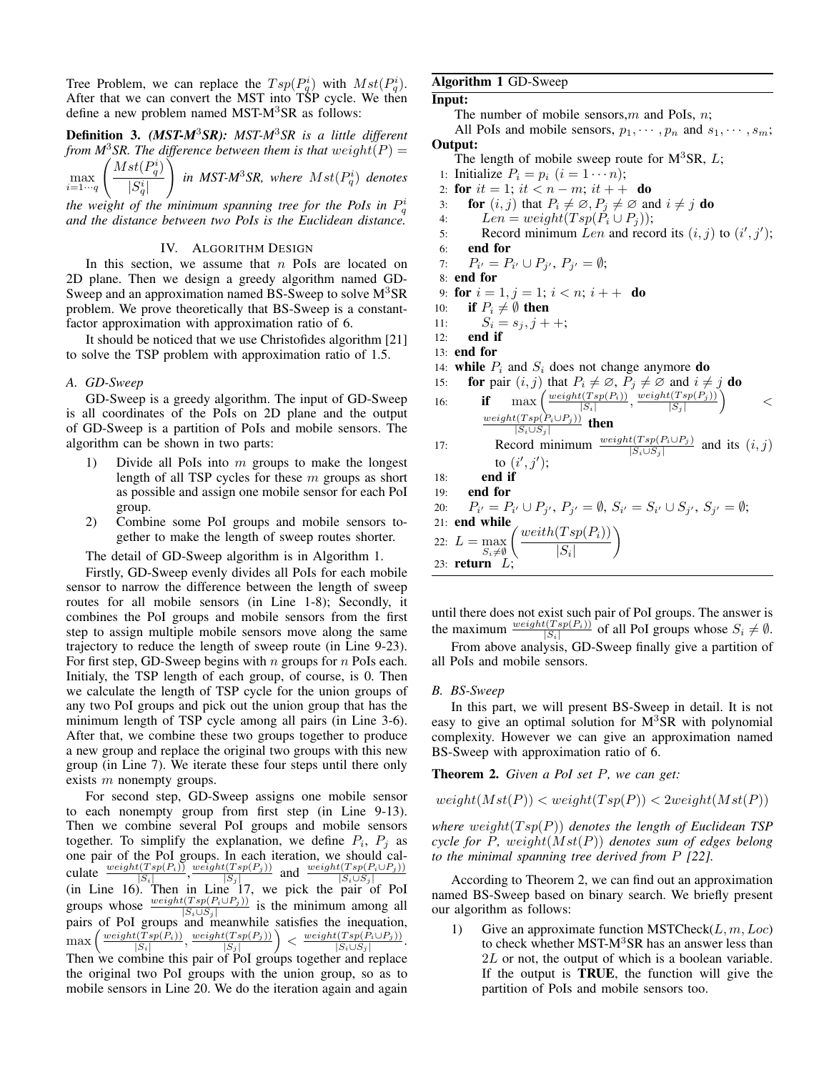Tree Problem, we can replace the $Tsp(P_q^i)$ with $Mst(P_q^i)$. After that we can convert the MST into TSP cycle. We then define a new problem named MST-M$^3$SR as follows:

**Definition 3.** *(MST-M$^3$SR): MST-M$^3$SR is a little different from M$^3$SR. The difference between them is that* $weight(P) = \max\limits_{i=1\cdots q}\left(\frac{Mst(P_q^i)}{|S_q^i|}\right)$ *in MST-M$^3$SR, where* $Mst(P_q^i)$ *denotes the weight of the minimum spanning tree for the PoIs in* $P_q^i$ *and the distance between two PoIs is the Euclidean distance.*

## IV. ALGORITHM DESIGN

In this section, we assume that $n$ PoIs are located on 2D plane. Then we design a greedy algorithm named GD-Sweep and an approximation named BS-Sweep to solve M$^3$SR problem. We prove theoretically that BS-Sweep is a constant-factor approximation with approximation ratio of 6.

It should be noticed that we use Christofides algorithm [21] to solve the TSP problem with approximation ratio of 1.5.

### A. GD-Sweep

GD-Sweep is a greedy algorithm. The input of GD-Sweep is all coordinates of the PoIs on 2D plane and the output of GD-Sweep is a partition of PoIs and mobile sensors. The algorithm can be shown in two parts:

1) Divide all PoIs into $m$ groups to make the longest length of all TSP cycles for these $m$ groups as short as possible and assign one mobile sensor for each PoI group.
2) Combine some PoI groups and mobile sensors together to make the length of sweep routes shorter.

The detail of GD-Sweep algorithm is in Algorithm 1.

Firstly, GD-Sweep evenly divides all PoIs for each mobile sensor to narrow the difference between the length of sweep routes for all mobile sensors (in Line 1-8); Secondly, it combines the PoI groups and mobile sensors from the first step to assign multiple mobile sensors move along the same trajectory to reduce the length of sweep route (in Line 9-23). For first step, GD-Sweep begins with $n$ groups for $n$ PoIs each. Initialy, the TSP length of each group, of course, is 0. Then we calculate the length of TSP cycle for the union groups of any two PoI groups and pick out the union group that has the minimum length of TSP cycle among all pairs (in Line 3-6). After that, we combine these two groups together to produce a new group and replace the original two groups with this new group (in Line 7). We iterate these four steps until there only exists $m$ nonempty groups.

For second step, GD-Sweep assigns one mobile sensor to each nonempty group from first step (in Line 9-13). Then we combine several PoI groups and mobile sensors together. To simplify the explanation, we define $P_i$, $P_j$ as one pair of the PoI groups. In each iteration, we should calculate $\frac{weight(Tsp(P_i))}{|S_i|}$, $\frac{weight(Tsp(P_j))}{|S_j|}$ and $\frac{weight(Tsp(P_i \cup P_j))}{|S_i \cup S_j|}$ (in Line 16). Then in Line 17, we pick the pair of PoI groups whose $\frac{weight(Tsp(P_i \cup P_j))}{|S_i \cup S_j|}$ is the minimum among all pairs of PoI groups and meanwhile satisfies the inequation, $\max\left(\frac{weight(Tsp(P_i))}{|S_i|}, \frac{weight(Tsp(P_j))}{|S_j|}\right) < \frac{weight(Tsp(P_i \cup P_j))}{|S_i \cup S_j|}$. Then we combine this pair of PoI groups together and replace the original two PoI groups with the union group, so as to mobile sensors in Line 20. We do the iteration again and again until there does not exist such pair of PoI groups. The answer is the maximum $\frac{weight(Tsp(P_i))}{|S_i|}$ of all PoI groups whose $S_i \neq \emptyset$.

From above analysis, GD-Sweep finally give a partition of all PoIs and mobile sensors.

**Algorithm 1** GD-Sweep

**Input:**
The number of mobile sensors,$m$ and PoIs, $n$;
All PoIs and mobile sensors, $p_1, \cdots, p_n$ and $s_1, \cdots, s_m$;

**Output:**
The length of mobile sweep route for M$^3$SR, $L$;

```
1: Initialize P_i = p_i (i = 1···n);
2: for it = 1; it < n − m; it++ do
3:    for (i, j) that P_i ≠ ∅, P_j ≠ ∅ and i ≠ j do
4:       Len = weight(Tsp(P_i ∪ P_j));
5:       Record minimum Len and record its (i, j) to (i′, j′);
6:    end for
7:    P_i′ = P_i′ ∪ P_j′, P_j′ = ∅;
8: end for
9: for i = 1, j = 1; i < n; i++ do
10:   if P_i ≠ ∅ then
11:      S_i = s_j, j++;
12:   end if
13: end for
14: while P_i and S_i does not change anymore do
15:   for pair (i, j) that P_i ≠ ∅, P_j ≠ ∅ and i ≠ j do
16:      if max( weight(Tsp(P_i))/|S_i| , weight(Tsp(P_j))/|S_j| ) < weight(Tsp(P_i ∪ P_j))/|S_i ∪ S_j| then
17:         Record minimum weight(Tsp(P_i ∪ P_j))/|S_i ∪ S_j| and its (i, j) to (i′, j′);
18:      end if
19:   end for
20:   P_i′ = P_i′ ∪ P_j′, P_j′ = ∅, S_i′ = S_i′ ∪ S_j′, S_j′ = ∅;
21: end while
22: L = max_{S_i ≠ ∅} ( weith(Tsp(P_i)) / |S_i| )
23: return L;
```

### B. BS-Sweep

In this part, we will present BS-Sweep in detail. It is not easy to give an optimal solution for M$^3$SR with polynomial complexity. However we can give an approximation named BS-Sweep with approximation ratio of 6.

**Theorem 2.** *Given a PoI set $P$, we can get:*

$$weight(Mst(P)) < weight(Tsp(P)) < 2weight(Mst(P))$$

*where $weight(Tsp(P))$ denotes the length of Euclidean TSP cycle for $P$, $weight(Mst(P))$ denotes sum of edges belong to the minimal spanning tree derived from $P$ [22].*

According to Theorem 2, we can find out an approximation named BS-Sweep based on binary search. We briefly present our algorithm as follows:

1) Give an approximate function MSTCheck($L, m, Loc$) to check whether MST-M$^3$SR has an answer less than $2L$ or not, the output of which is a boolean variable. If the output is **TRUE**, the function will give the partition of PoIs and mobile sensors too.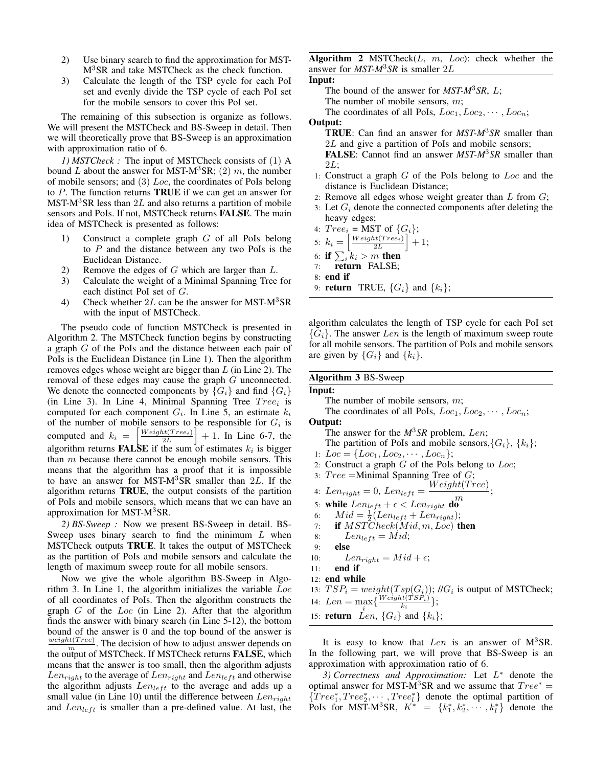2) Use binary search to find the approximation for MST-M$^3$SR and take MSTCheck as the check function.
3) Calculate the length of the TSP cycle for each PoI set and evenly divide the TSP cycle of each PoI set for the mobile sensors to cover this PoI set.

The remaining of this subsection is organize as follows. We will present the MSTCheck and BS-Sweep in detail. Then we will theoretically prove that BS-Sweep is an approximation with approximation ratio of 6.

*1) MSTCheck :* The input of MSTCheck consists of (1) A bound $L$ about the answer for MST-M$^3$SR; (2) $m$, the number of mobile sensors; and (3) $Loc$, the coordinates of PoIs belong to $P$. The function returns **TRUE** if we can get an answer for MST-M$^3$SR less than $2L$ and also returns a partition of mobile sensors and PoIs. If not, MSTCheck returns **FALSE**. The main idea of MSTCheck is presented as follows:

1) Construct a complete graph $G$ of all PoIs belong to $P$ and the distance between any two PoIs is the Euclidean Distance.
2) Remove the edges of $G$ which are larger than $L$.
3) Calculate the weight of a Minimal Spanning Tree for each distinct PoI set of $G$.
4) Check whether $2L$ can be the answer for MST-M$^3$SR with the input of MSTCheck.

The pseudo code of function MSTCheck is presented in Algorithm 2. The MSTCheck function begins by constructing a graph $G$ of the PoIs and the distance between each pair of PoIs is the Euclidean Distance (in Line 1). Then the algorithm removes edges whose weight are bigger than $L$ (in Line 2). The removal of these edges may cause the graph $G$ unconnected. We denote the connected components by $\{G_i\}$ and find $\{G_i\}$ (in Line 3). In Line 4, Minimal Spanning Tree $Tree_i$ is computed for each component $G_i$. In Line 5, an estimate $k_i$ of the number of mobile sensors to be responsible for $G_i$ is computed and $k_i = \left[\frac{Weight(Tree_i)}{2L}\right] + 1$. In Line 6-7, the algorithm returns **FALSE** if the sum of estimates $k_i$ is bigger than $m$ because there cannot be enough mobile sensors. This means that the algorithm has a proof that it is impossible to have an answer for MST-M$^3$SR smaller than $2L$. If the algorithm returns **TRUE**, the output consists of the partition of PoIs and mobile sensors, which means that we can have an approximation for MST-M$^3$SR.

*2) BS-Sweep :* Now we present BS-Sweep in detail. BS-Sweep uses binary search to find the minimum $L$ when MSTCheck outputs **TRUE**. It takes the output of MSTCheck as the partition of PoIs and mobile sensors and calculate the length of maximum sweep route for all mobile sensors.

Now we give the whole algorithm BS-Sweep in Algorithm 3. In Line 1, the algorithm initializes the variable $Loc$ of all coordinates of PoIs. Then the algorithm constructs the graph $G$ of the $Loc$ (in Line 2). After that the algorithm finds the answer with binary search (in Line 5-12), the bottom bound of the answer is 0 and the top bound of the answer is $\frac{weight(Tree)}{m}$. The decision of how to adjust answer depends on the output of MSTCheck. If MSTCheck returns **FALSE**, which means that the answer is too small, then the algorithm adjusts $Len_{right}$ to the average of $Len_{right}$ and $Len_{left}$ and otherwise the algorithm adjusts $Len_{left}$ to the average and adds up a small value (in Line 10) until the difference between $Len_{right}$ and $Len_{left}$ is smaller than a pre-defined value. At last, the

**Algorithm 2** MSTCheck($L$, $m$, $Loc$): check whether the answer for *MST-M$^3$SR* is smaller $2L$

**Input:**
The bound of the answer for *MST-M$^3$SR*, $L$;
The number of mobile sensors, $m$;
The coordinates of all PoIs, $Loc_1, Loc_2, \cdots, Loc_n$;

**Output:**
**TRUE**: Can find an answer for *MST-M$^3$SR* smaller than $2L$ and give a partition of PoIs and mobile sensors;
**FALSE**: Cannot find an answer *MST-M$^3$SR* smaller than $2L$;

1: Construct a graph $G$ of the PoIs belong to $Loc$ and the distance is Euclidean Distance;
2: Remove all edges whose weight greater than $L$ from $G$;
3: Let $G_i$ denote the connected components after deleting the heavy edges;
4: $Tree_i$ = MST of $\{G_i\}$;
5: $k_i = \left[\frac{Weight(Tree_i)}{2L}\right] + 1$;
6: **if** $\sum_i k_i > m$ **then**
7: &nbsp;&nbsp;&nbsp;&nbsp;**return** FALSE;
8: **end if**
9: **return** TRUE, $\{G_i\}$ and $\{k_i\}$;

algorithm calculates the length of TSP cycle for each PoI set $\{G_i\}$. The answer $Len$ is the length of maximum sweep route for all mobile sensors. The partition of PoIs and mobile sensors are given by $\{G_i\}$ and $\{k_i\}$.

**Algorithm 3** BS-Sweep

**Input:**
The number of mobile sensors, $m$;
The coordinates of all PoIs, $Loc_1, Loc_2, \cdots, Loc_n$;

**Output:**
The answer for the *M$^3$SR* problem, $Len$;
The partition of PoIs and mobile sensors, $\{G_i\}$, $\{k_i\}$;

1: $Loc = \{Loc_1, Loc_2, \cdots, Loc_n\}$;
2: Construct a graph $G$ of the PoIs belong to $Loc$;
3: $Tree$ =Minimal Spanning Tree of $G$;
4: $Len_{right} = 0$, $Len_{left} = \dfrac{Weight(Tree)}{m}$;
5: **while** $Len_{left} + \epsilon < Len_{right}$ **do**
6: &nbsp;&nbsp;&nbsp;&nbsp;$Mid = \frac{1}{2}(Len_{left} + Len_{right})$;
7: &nbsp;&nbsp;&nbsp;&nbsp;**if** $MSTCheck(Mid, m, Loc)$ **then**
8: &nbsp;&nbsp;&nbsp;&nbsp;&nbsp;&nbsp;&nbsp;&nbsp;$Len_{left} = Mid$;
9: &nbsp;&nbsp;&nbsp;&nbsp;**else**
10: &nbsp;&nbsp;&nbsp;&nbsp;&nbsp;&nbsp;&nbsp;&nbsp;$Len_{right} = Mid + \epsilon$;
11: &nbsp;&nbsp;&nbsp;&nbsp;**end if**
12: **end while**
13: $TSP_i = weight(Tsp(G_i))$; //$G_i$ is output of MSTCheck;
14: $Len = \max_i \{\frac{Weight(TSP_i)}{k_i}\}$;
15: **return** $Len$, $\{G_i\}$ and $\{k_i\}$;

It is easy to know that $Len$ is an answer of M$^3$SR. In the following part, we will prove that BS-Sweep is an approximation with approximation ratio of 6.

*3) Correctness and Approximation:* Let $L^*$ denote the optimal answer for MST-M$^3$SR and we assume that $Tree^* = \{Tree_1^*, Tree_2^*, \cdots, Tree_l^*\}$ denote the optimal partition of PoIs for MST-M$^3$SR, $K^* = \{k_1^*, k_2^*, \cdots, k_l^*\}$ denote the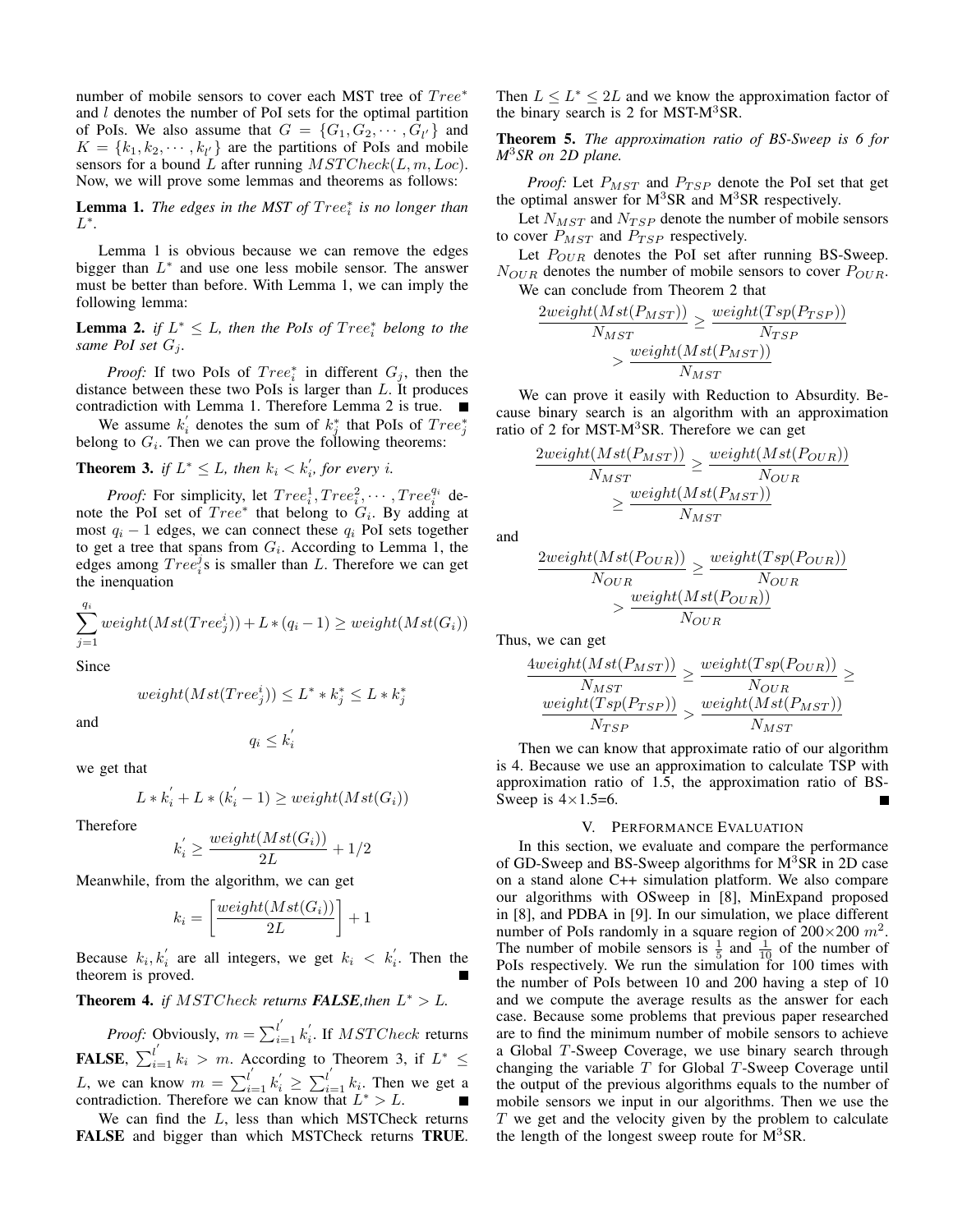number of mobile sensors to cover each MST tree of $Tree^*$ and $l$ denotes the number of PoI sets for the optimal partition of PoIs. We also assume that $G = \{G_1, G_2, \cdots, G_{l'}\}$ and $K = \{k_1, k_2, \cdots, k_{l'}\}$ are the partitions of PoIs and mobile sensors for a bound $L$ after running $MSTCheck(L, m, Loc)$. Now, we will prove some lemmas and theorems as follows:

**Lemma 1.** *The edges in the MST of $Tree_i^*$ is no longer than $L^*$.*

Lemma 1 is obvious because we can remove the edges bigger than $L^*$ and use one less mobile sensor. The answer must be better than before. With Lemma 1, we can imply the following lemma:

**Lemma 2.** *if $L^* \leq L$, then the PoIs of $Tree_i^*$ belong to the same PoI set $G_j$.*

*Proof:* If two PoIs of $Tree_i^*$ in different $G_j$, then the distance between these two PoIs is larger than $L$. It produces contradiction with Lemma 1. Therefore Lemma 2 is true. ■

We assume $k_i^{'}$ denotes the sum of $k_j^*$ that PoIs of $Tree_j^*$ belong to $G_i$. Then we can prove the following theorems:

**Theorem 3.** *if $L^* \leq L$, then $k_i < k_i^{'}$, for every i.*

*Proof:* For simplicity, let $Tree_i^1, Tree_i^2, \cdots, Tree_i^{q_i}$ denote the PoI set of $Tree^*$ that belong to $G_i$. By adding at most $q_i - 1$ edges, we can connect these $q_i$ PoI sets together to get a tree that spans from $G_i$. According to Lemma 1, the edges among $Tree_i^j$s is smaller than $L$. Therefore we can get the inenquation

$$\sum_{j=1}^{q_i} weight(Mst(Tree_j^i)) + L * (q_i - 1) \geq weight(Mst(G_i))$$

Since

$$weight(Mst(Tree_j^i)) \leq L^* * k_j^* \leq L * k_j^*$$

and

$$q_i \leq k_i^{'}$$

we get that

$$L * k_i^{'} + L * (k_i^{'} - 1) \geq weight(Mst(G_i))$$

Therefore

$$k_i^{'} \geq \frac{weight(Mst(G_i))}{2L} + 1/2$$

Meanwhile, from the algorithm, we can get

$$k_i = \left[\frac{weight(Mst(G_i))}{2L}\right] + 1$$

Because $k_i, k_i^{'}$ are all integers, we get $k_i < k_i^{'}$. Then the theorem is proved. ■

**Theorem 4.** *if $MSTCheck$ returns **FALSE**, then $L^* > L$.*

*Proof:* Obviously, $m = \sum_{i=1}^{l'} k_i^{'}$. If $MSTCheck$ returns **FALSE**, $\sum_{i=1}^{l'} k_i > m$. According to Theorem 3, if $L^* \leq L$, we can know $m = \sum_{i=1}^{l'} k_i^{'} \geq \sum_{i=1}^{l'} k_i$. Then we get a contradiction. Therefore we can know that $L^* > L$. ■

We can find the $L$, less than which MSTCheck returns **FALSE** and bigger than which MSTCheck returns **TRUE**. Then $L \leq L^* \leq 2L$ and we know the approximation factor of the binary search is 2 for MST-M$^3$SR.

**Theorem 5.** *The approximation ratio of BS-Sweep is 6 for M$^3$SR on 2D plane.*

*Proof:* Let $P_{MST}$ and $P_{TSP}$ denote the PoI set that get the optimal answer for M$^3$SR and M$^3$SR respectively.

Let $N_{MST}$ and $N_{TSP}$ denote the number of mobile sensors to cover $P_{MST}$ and $P_{TSP}$ respectively.

Let $P_{OUR}$ denotes the PoI set after running BS-Sweep. $N_{OUR}$ denotes the number of mobile sensors to cover $P_{OUR}$.

We can conclude from Theorem 2 that

$$\frac{2weight(Mst(P_{MST}))}{N_{MST}} \geq \frac{weight(Tsp(P_{TSP}))}{N_{TSP}} > \frac{weight(Mst(P_{MST}))}{N_{MST}}$$

We can prove it easily with Reduction to Absurdity. Because binary search is an algorithm with an approximation ratio of 2 for MST-M$^3$SR. Therefore we can get

$$\frac{2weight(Mst(P_{MST}))}{N_{MST}} \geq \frac{weight(Mst(P_{OUR}))}{N_{OUR}} \geq \frac{weight(Mst(P_{MST}))}{N_{MST}}$$

and

$$\frac{2weight(Mst(P_{OUR}))}{N_{OUR}} \geq \frac{weight(Tsp(P_{OUR}))}{N_{OUR}} > \frac{weight(Mst(P_{OUR}))}{N_{OUR}}$$

Thus, we can get

$$\frac{4weight(Mst(P_{MST}))}{N_{MST}} \geq \frac{weight(Tsp(P_{OUR}))}{N_{OUR}} \geq \frac{weight(Tsp(P_{TSP}))}{N_{TSP}} > \frac{weight(Mst(P_{MST}))}{N_{MST}}$$

Then we can know that approximate ratio of our algorithm is 4. Because we use an approximation to calculate TSP with approximation ratio of 1.5, the approximation ratio of BS-Sweep is 4×1.5=6. ■

## V. Performance Evaluation

In this section, we evaluate and compare the performance of GD-Sweep and BS-Sweep algorithms for M$^3$SR in 2D case on a stand alone C++ simulation platform. We also compare our algorithms with OSweep in [8], MinExpand proposed in [8], and PDBA in [9]. In our simulation, we place different number of PoIs randomly in a square region of $200 \times 200$ $m^2$. The number of mobile sensors is $\frac{1}{5}$ and $\frac{1}{10}$ of the number of PoIs respectively. We run the simulation for 100 times with the number of PoIs between 10 and 200 having a step of 10 and we compute the average results as the answer for each case. Because some problems that previous paper researched are to find the minimum number of mobile sensors to achieve a Global $T$-Sweep Coverage, we use binary search through changing the variable $T$ for Global $T$-Sweep Coverage until the output of the previous algorithms equals to the number of mobile sensors we input in our algorithms. Then we use the $T$ we get and the velocity given by the problem to calculate the length of the longest sweep route for M$^3$SR.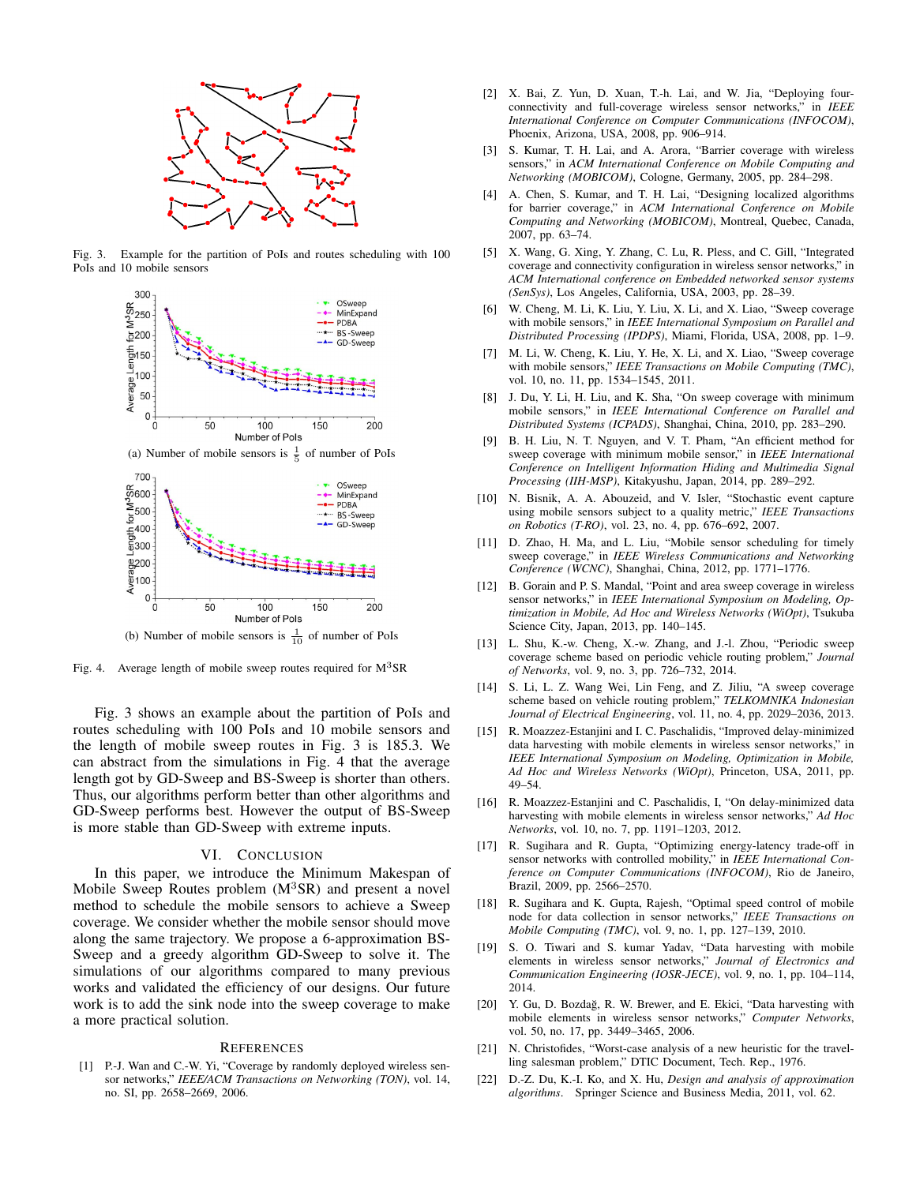Fig. 3. Example for the partition of PoIs and routes scheduling with 100 PoIs and 10 mobile sensors

300
250
200
150
100
50
0
Average Length for M$^3$SR
0 50 100 150 200
Number of PoIs
OSweep
MinExpand
PDBA
BS-Sweep
GD-Sweep

(a) Number of mobile sensors is $\frac{1}{5}$ of number of PoIs

700
600
500
400
300
200
100
0
Average Length for M$^3$SR
0 50 100 150 200
Number of PoIs
OSweep
MinExpand
PDBA
BS-Sweep
GD-Sweep

(b) Number of mobile sensors is $\frac{1}{10}$ of number of PoIs

Fig. 4. Average length of mobile sweep routes required for M$^3$SR

Fig. 3 shows an example about the partition of PoIs and routes scheduling with 100 PoIs and 10 mobile sensors and the length of mobile sweep routes in Fig. 3 is 185.3. We can abstract from the simulations in Fig. 4 that the average length got by GD-Sweep and BS-Sweep is shorter than others. Thus, our algorithms perform better than other algorithms and GD-Sweep performs best. However the output of BS-Sweep is more stable than GD-Sweep with extreme inputs.

## VI. Conclusion

In this paper, we introduce the Minimum Makespan of Mobile Sweep Routes problem (M$^3$SR) and present a novel method to schedule the mobile sensors to achieve a Sweep coverage. We consider whether the mobile sensor should move along the same trajectory. We propose a 6-approximation BS-Sweep and a greedy algorithm GD-Sweep to solve it. The simulations of our algorithms compared to many previous works and validated the efficiency of our designs. Our future work is to add the sink node into the sweep coverage to make a more practical solution.

## References

[1] P.-J. Wan and C.-W. Yi, "Coverage by randomly deployed wireless sensor networks," *IEEE/ACM Transactions on Networking (TON)*, vol. 14, no. SI, pp. 2658–2669, 2006.

[2] X. Bai, Z. Yun, D. Xuan, T.-h. Lai, and W. Jia, "Deploying four-connectivity and full-coverage wireless sensor networks," in *IEEE International Conference on Computer Communications (INFOCOM)*, Phoenix, Arizona, USA, 2008, pp. 906–914.

[3] S. Kumar, T. H. Lai, and A. Arora, "Barrier coverage with wireless sensors," in *ACM International Conference on Mobile Computing and Networking (MOBICOM)*, Cologne, Germany, 2005, pp. 284–298.

[4] A. Chen, S. Kumar, and T. H. Lai, "Designing localized algorithms for barrier coverage," in *ACM International Conference on Mobile Computing and Networking (MOBICOM)*, Montreal, Quebec, Canada, 2007, pp. 63–74.

[5] X. Wang, G. Xing, Y. Zhang, C. Lu, R. Pless, and C. Gill, "Integrated coverage and connectivity configuration in wireless sensor networks," in *ACM International conference on Embedded networked sensor systems (SenSys)*, Los Angeles, California, USA, 2003, pp. 28–39.

[6] W. Cheng, M. Li, K. Liu, Y. Liu, X. Li, and X. Liao, "Sweep coverage with mobile sensors," in *IEEE International Symposium on Parallel and Distributed Processing (IPDPS)*, Miami, Florida, USA, 2008, pp. 1–9.

[7] M. Li, W. Cheng, K. Liu, Y. He, X. Li, and X. Liao, "Sweep coverage with mobile sensors," *IEEE Transactions on Mobile Computing (TMC)*, vol. 10, no. 11, pp. 1534–1545, 2011.

[8] J. Du, Y. Li, H. Liu, and K. Sha, "On sweep coverage with minimum mobile sensors," in *IEEE International Conference on Parallel and Distributed Systems (ICPADS)*, Shanghai, China, 2010, pp. 283–290.

[9] B. H. Liu, N. T. Nguyen, and V. T. Pham, "An efficient method for sweep coverage with minimum mobile sensor," in *IEEE International Conference on Intelligent Information Hiding and Multimedia Signal Processing (IIH-MSP)*, Kitakyushu, Japan, 2014, pp. 289–292.

[10] N. Bisnik, A. A. Abouzeid, and V. Isler, "Stochastic event capture using mobile sensors subject to a quality metric," *IEEE Transactions on Robotics (T-RO)*, vol. 23, no. 4, pp. 676–692, 2007.

[11] D. Zhao, H. Ma, and L. Liu, "Mobile sensor scheduling for timely sweep coverage," in *IEEE Wireless Communications and Networking Conference (WCNC)*, Shanghai, China, 2012, pp. 1771–1776.

[12] B. Gorain and P. S. Mandal, "Point and area sweep coverage in wireless sensor networks," in *IEEE International Symposium on Modeling, Optimization in Mobile, Ad Hoc and Wireless Networks (WiOpt)*, Tsukuba Science City, Japan, 2013, pp. 140–145.

[13] L. Shu, K.-w. Cheng, X.-w. Zhang, and J.-l. Zhou, "Periodic sweep coverage scheme based on periodic vehicle routing problem," *Journal of Networks*, vol. 9, no. 3, pp. 726–732, 2014.

[14] S. Li, L. Z. Wang Wei, Lin Feng, and Z. Jiliu, "A sweep coverage scheme based on vehicle routing problem," *TELKOMNIKA Indonesian Journal of Electrical Engineering*, vol. 11, no. 4, pp. 2029–2036, 2013.

[15] R. Moazzez-Estanjini and I. C. Paschalidis, "Improved delay-minimized data harvesting with mobile elements in wireless sensor networks," in *IEEE International Symposium on Modeling, Optimization in Mobile, Ad Hoc and Wireless Networks (WiOpt)*, Princeton, USA, 2011, pp. 49–54.

[16] R. Moazzez-Estanjini and C. Paschalidis, I, "On delay-minimized data harvesting with mobile elements in wireless sensor networks," *Ad Hoc Networks*, vol. 10, no. 7, pp. 1191–1203, 2012.

[17] R. Sugihara and R. Gupta, "Optimizing energy-latency trade-off in sensor networks with controlled mobility," in *IEEE International Conference on Computer Communications (INFOCOM)*, Rio de Janeiro, Brazil, 2009, pp. 2566–2570.

[18] R. Sugihara and K. Gupta, Rajesh, "Optimal speed control of mobile node for data collection in sensor networks," *IEEE Transactions on Mobile Computing (TMC)*, vol. 9, no. 1, pp. 127–139, 2010.

[19] S. O. Tiwari and S. kumar Yadav, "Data harvesting with mobile elements in wireless sensor networks," *Journal of Electronics and Communication Engineering (IOSR-JECE)*, vol. 9, no. 1, pp. 104–114, 2014.

[20] Y. Gu, D. Bozdağ, R. W. Brewer, and E. Ekici, "Data harvesting with mobile elements in wireless sensor networks," *Computer Networks*, vol. 50, no. 17, pp. 3449–3465, 2006.

[21] N. Christofides, "Worst-case analysis of a new heuristic for the travelling salesman problem," DTIC Document, Tech. Rep., 1976.

[22] D.-Z. Du, K.-I. Ko, and X. Hu, *Design and analysis of approximation algorithms*. Springer Science and Business Media, 2011, vol. 62.